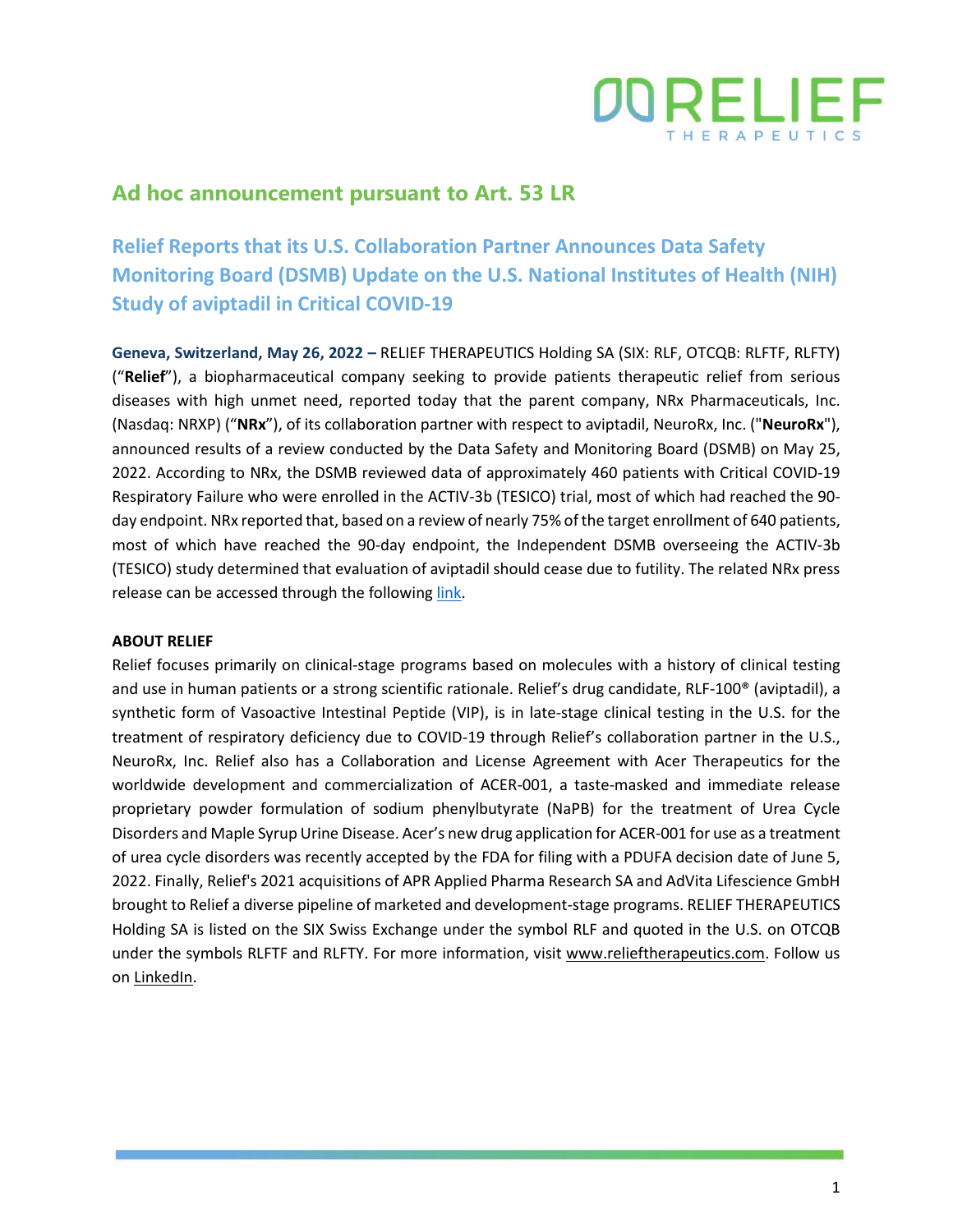## Ad hoc announcement pursuant to Art. 53 LR

# Relief Reports that its U.S. Collaboration Partner Announces Data Safety Monitoring Board (DSMB) Update on the U.S. National Institutes of Health (NIH) Study of aviptadil in Critical COVID-19

**Geneva, Switzerland, May 26, 2022 –** RELIEF THERAPEUTICS Holding SA (SIX: RLF, OTCQB: RLFTF, RLFTY) ("**Relief**"), a biopharmaceutical company seeking to provide patients therapeutic relief from serious diseases with high unmet need, reported today that the parent company, NRx Pharmaceuticals, Inc. (Nasdaq: NRXP) ("**NRx**"), of its collaboration partner with respect to aviptadil, NeuroRx, Inc. ("**NeuroRx**"), announced results of a review conducted by the Data Safety and Monitoring Board (DSMB) on May 25, 2022. According to NRx, the DSMB reviewed data of approximately 460 patients with Critical COVID-19 Respiratory Failure who were enrolled in the ACTIV-3b (TESICO) trial, most of which had reached the 90-day endpoint. NRx reported that, based on a review of nearly 75% of the target enrollment of 640 patients, most of which have reached the 90-day endpoint, the Independent DSMB overseeing the ACTIV-3b (TESICO) study determined that evaluation of aviptadil should cease due to futility. The related NRx press release can be accessed through the following link.

**ABOUT RELIEF**

Relief focuses primarily on clinical-stage programs based on molecules with a history of clinical testing and use in human patients or a strong scientific rationale. Relief's drug candidate, RLF-100® (aviptadil), a synthetic form of Vasoactive Intestinal Peptide (VIP), is in late-stage clinical testing in the U.S. for the treatment of respiratory deficiency due to COVID-19 through Relief's collaboration partner in the U.S., NeuroRx, Inc. Relief also has a Collaboration and License Agreement with Acer Therapeutics for the worldwide development and commercialization of ACER-001, a taste-masked and immediate release proprietary powder formulation of sodium phenylbutyrate (NaPB) for the treatment of Urea Cycle Disorders and Maple Syrup Urine Disease. Acer's new drug application for ACER-001 for use as a treatment of urea cycle disorders was recently accepted by the FDA for filing with a PDUFA decision date of June 5, 2022. Finally, Relief's 2021 acquisitions of APR Applied Pharma Research SA and AdVita Lifescience GmbH brought to Relief a diverse pipeline of marketed and development-stage programs. RELIEF THERAPEUTICS Holding SA is listed on the SIX Swiss Exchange under the symbol RLF and quoted in the U.S. on OTCQB under the symbols RLFTF and RLFTY. For more information, visit www.relieftherapeutics.com. Follow us on LinkedIn.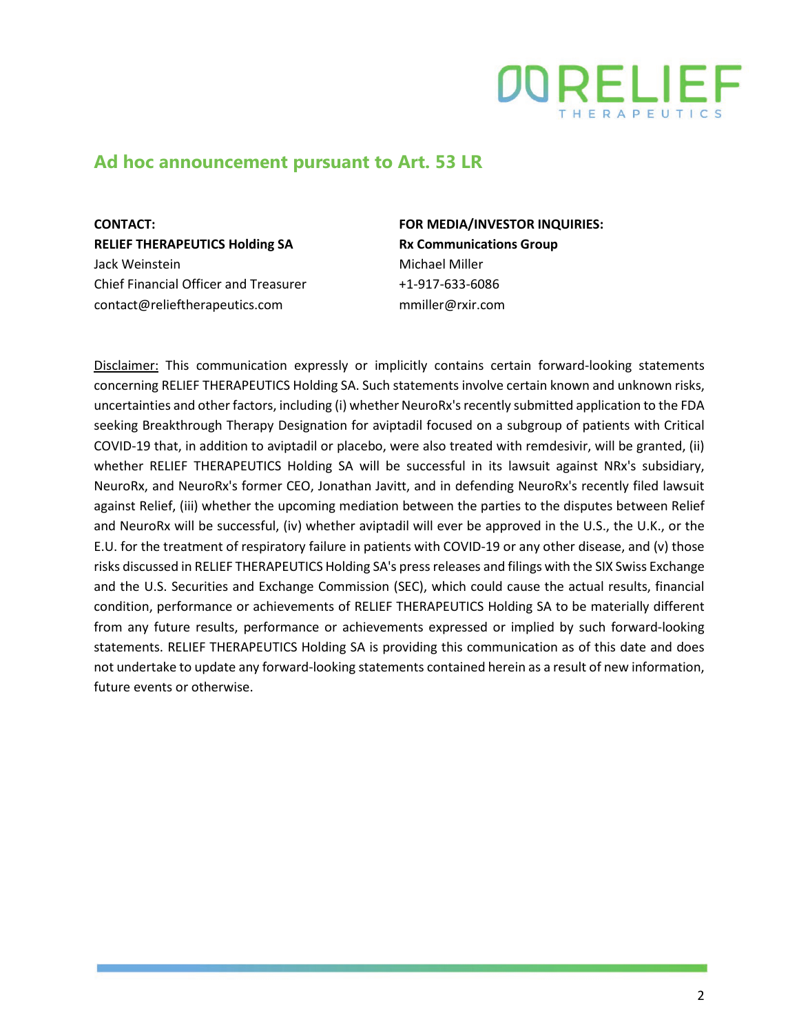## Ad hoc announcement pursuant to Art. 53 LR

**CONTACT:**
**RELIEF THERAPEUTICS Holding SA**
Jack Weinstein
Chief Financial Officer and Treasurer
contact@relieftherapeutics.com

**FOR MEDIA/INVESTOR INQUIRIES:**
**Rx Communications Group**
Michael Miller
+1-917-633-6086
mmiller@rxir.com

Disclaimer: This communication expressly or implicitly contains certain forward-looking statements concerning RELIEF THERAPEUTICS Holding SA. Such statements involve certain known and unknown risks, uncertainties and other factors, including (i) whether NeuroRx's recently submitted application to the FDA seeking Breakthrough Therapy Designation for aviptadil focused on a subgroup of patients with Critical COVID-19 that, in addition to aviptadil or placebo, were also treated with remdesivir, will be granted, (ii) whether RELIEF THERAPEUTICS Holding SA will be successful in its lawsuit against NRx's subsidiary, NeuroRx, and NeuroRx's former CEO, Jonathan Javitt, and in defending NeuroRx's recently filed lawsuit against Relief, (iii) whether the upcoming mediation between the parties to the disputes between Relief and NeuroRx will be successful, (iv) whether aviptadil will ever be approved in the U.S., the U.K., or the E.U. for the treatment of respiratory failure in patients with COVID-19 or any other disease, and (v) those risks discussed in RELIEF THERAPEUTICS Holding SA's press releases and filings with the SIX Swiss Exchange and the U.S. Securities and Exchange Commission (SEC), which could cause the actual results, financial condition, performance or achievements of RELIEF THERAPEUTICS Holding SA to be materially different from any future results, performance or achievements expressed or implied by such forward-looking statements. RELIEF THERAPEUTICS Holding SA is providing this communication as of this date and does not undertake to update any forward-looking statements contained herein as a result of new information, future events or otherwise.